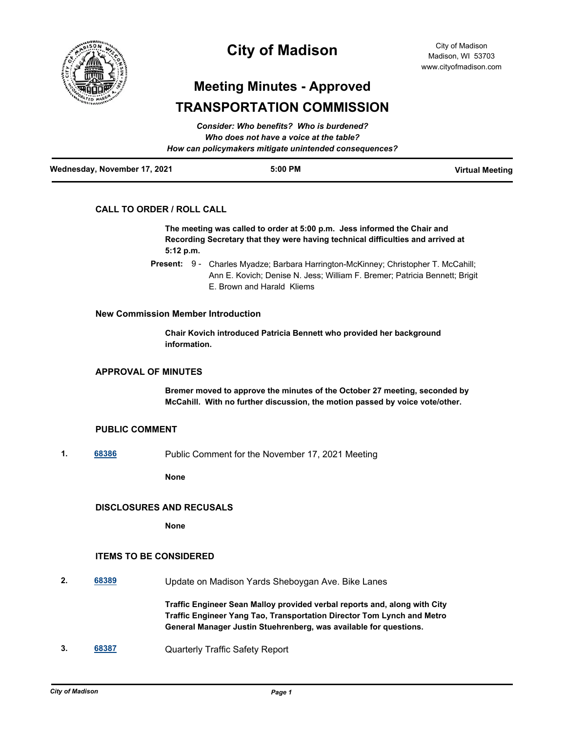# City of Madison

City of Madison
Madison, WI 53703
www.cityofmadison.com

## Meeting Minutes - Approved
## TRANSPORTATION COMMISSION

*Consider: Who benefits? Who is burdened?*
*Who does not have a voice at the table?*
*How can policymakers mitigate unintended consequences?*

**Wednesday, November 17, 2021** | **5:00 PM** | **Virtual Meeting**

---

### CALL TO ORDER / ROLL CALL

**The meeting was called to order at 5:00 p.m. Jess informed the Chair and Recording Secretary that they were having technical difficulties and arrived at 5:12 p.m.**

**Present:** 9 - Charles Myadze; Barbara Harrington-McKinney; Christopher T. McCahill; Ann E. Kovich; Denise N. Jess; William F. Bremer; Patricia Bennett; Brigit E. Brown and Harald Kliems

### New Commission Member Introduction

**Chair Kovich introduced Patricia Bennett who provided her background information.**

### APPROVAL OF MINUTES

**Bremer moved to approve the minutes of the October 27 meeting, seconded by McCahill. With no further discussion, the motion passed by voice vote/other.**

### PUBLIC COMMENT

1. **68386** Public Comment for the November 17, 2021 Meeting

   **None**

### DISCLOSURES AND RECUSALS

**None**

### ITEMS TO BE CONSIDERED

2. **68389** Update on Madison Yards Sheboygan Ave. Bike Lanes

   **Traffic Engineer Sean Malloy provided verbal reports and, along with City Traffic Engineer Yang Tao, Transportation Director Tom Lynch and Metro General Manager Justin Stuehrenberg, was available for questions.**

3. **68387** Quarterly Traffic Safety Report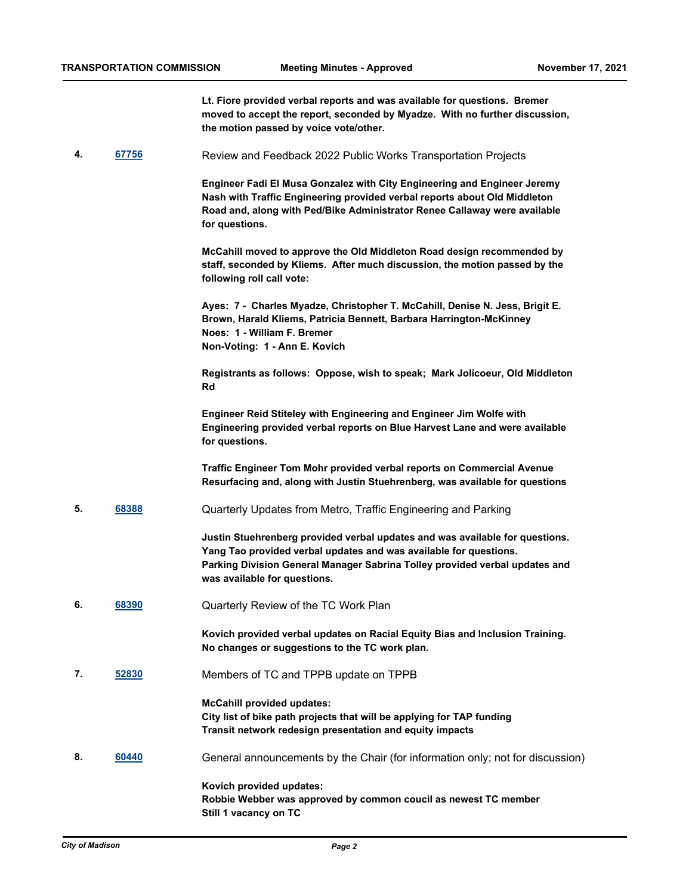**Lt. Fiore provided verbal reports and was available for questions. Bremer moved to accept the report, seconded by Myadze. With no further discussion, the motion passed by voice vote/other.**

**4.** [67756] Review and Feedback 2022 Public Works Transportation Projects

**Engineer Fadi El Musa Gonzalez with City Engineering and Engineer Jeremy Nash with Traffic Engineering provided verbal reports about Old Middleton Road and, along with Ped/Bike Administrator Renee Callaway were available for questions.**

**McCahill moved to approve the Old Middleton Road design recommended by staff, seconded by Kliems. After much discussion, the motion passed by the following roll call vote:**

**Ayes: 7 - Charles Myadze, Christopher T. McCahill, Denise N. Jess, Brigit E. Brown, Harald Kliems, Patricia Bennett, Barbara Harrington-McKinney**
**Noes: 1 - William F. Bremer**
**Non-Voting: 1 - Ann E. Kovich**

**Registrants as follows: Oppose, wish to speak; Mark Jolicoeur, Old Middleton Rd**

**Engineer Reid Stiteley with Engineering and Engineer Jim Wolfe with Engineering provided verbal reports on Blue Harvest Lane and were available for questions.**

**Traffic Engineer Tom Mohr provided verbal reports on Commercial Avenue Resurfacing and, along with Justin Stuehrenberg, was available for questions**

**5.** [68388] Quarterly Updates from Metro, Traffic Engineering and Parking

**Justin Stuehrenberg provided verbal updates and was available for questions.**
**Yang Tao provided verbal updates and was available for questions.**
**Parking Division General Manager Sabrina Tolley provided verbal updates and was available for questions.**

**6.** [68390] Quarterly Review of the TC Work Plan

**Kovich provided verbal updates on Racial Equity Bias and Inclusion Training.**
**No changes or suggestions to the TC work plan.**

**7.** [52830] Members of TC and TPPB update on TPPB

**McCahill provided updates:**
**City list of bike path projects that will be applying for TAP funding**
**Transit network redesign presentation and equity impacts**

**8.** [60440] General announcements by the Chair (for information only; not for discussion)

**Kovich provided updates:**
**Robbie Webber was approved by common coucil as newest TC member**
**Still 1 vacancy on TC**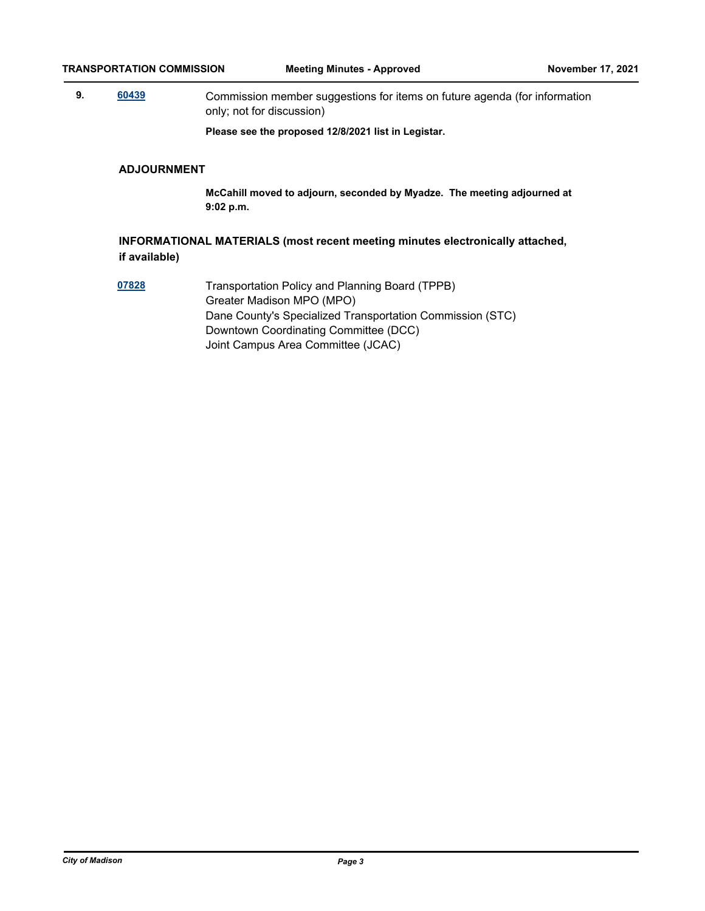**9.** **60439** Commission member suggestions for items on future agenda (for information only; not for discussion)

**Please see the proposed 12/8/2021 list in Legistar.**

## ADJOURNMENT

**McCahill moved to adjourn, seconded by Myadze. The meeting adjourned at 9:02 p.m.**

## INFORMATIONAL MATERIALS (most recent meeting minutes electronically attached, if available)

**07828** Transportation Policy and Planning Board (TPPB)
Greater Madison MPO (MPO)
Dane County's Specialized Transportation Commission (STC)
Downtown Coordinating Committee (DCC)
Joint Campus Area Committee (JCAC)